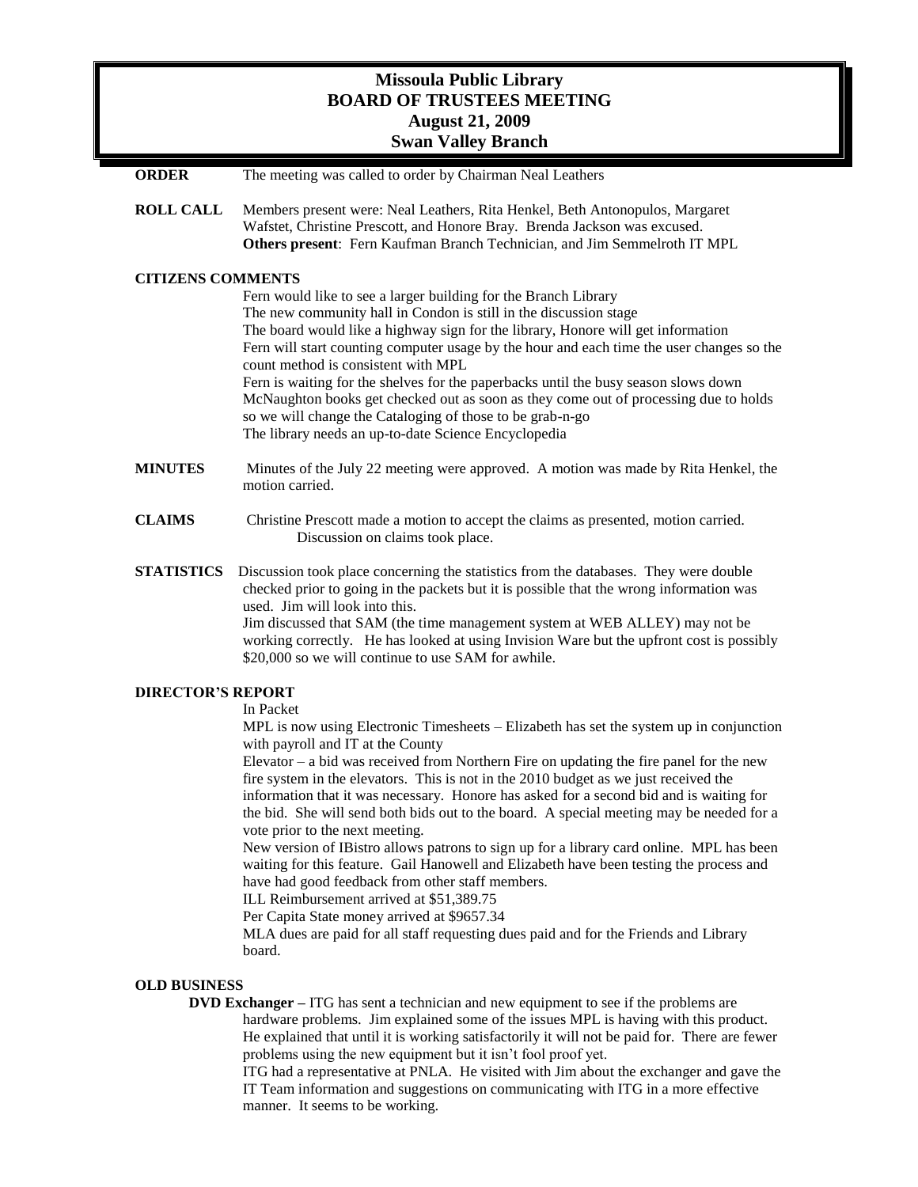# Missoula Public Library
## BOARD OF TRUSTEES MEETING
### August 21, 2009
### Swan Valley Branch

**ORDER** The meeting was called to order by Chairman Neal Leathers

**ROLL CALL** Members present were: Neal Leathers, Rita Henkel, Beth Antonopulos, Margaret Wafstet, Christine Prescott, and Honore Bray. Brenda Jackson was excused.
**Others present**: Fern Kaufman Branch Technician, and Jim Semmelroth IT MPL

**CITIZENS COMMENTS**

Fern would like to see a larger building for the Branch Library
The new community hall in Condon is still in the discussion stage
The board would like a highway sign for the library, Honore will get information
Fern will start counting computer usage by the hour and each time the user changes so the count method is consistent with MPL
Fern is waiting for the shelves for the paperbacks until the busy season slows down
McNaughton books get checked out as soon as they come out of processing due to holds so we will change the Cataloging of those to be grab-n-go
The library needs an up-to-date Science Encyclopedia

**MINUTES** Minutes of the July 22 meeting were approved. A motion was made by Rita Henkel, the motion carried.

**CLAIMS** Christine Prescott made a motion to accept the claims as presented, motion carried. Discussion on claims took place.

**STATISTICS** Discussion took place concerning the statistics from the databases. They were double checked prior to going in the packets but it is possible that the wrong information was used. Jim will look into this.
Jim discussed that SAM (the time management system at WEB ALLEY) may not be working correctly. He has looked at using Invision Ware but the upfront cost is possibly $20,000 so we will continue to use SAM for awhile.

**DIRECTOR'S REPORT**

In Packet
MPL is now using Electronic Timesheets – Elizabeth has set the system up in conjunction with payroll and IT at the County
Elevator – a bid was received from Northern Fire on updating the fire panel for the new fire system in the elevators. This is not in the 2010 budget as we just received the information that it was necessary. Honore has asked for a second bid and is waiting for the bid. She will send both bids out to the board. A special meeting may be needed for a vote prior to the next meeting.
New version of IBistro allows patrons to sign up for a library card online. MPL has been waiting for this feature. Gail Hanowell and Elizabeth have been testing the process and have had good feedback from other staff members.
ILL Reimbursement arrived at $51,389.75
Per Capita State money arrived at $9657.34
MLA dues are paid for all staff requesting dues paid and for the Friends and Library board.

**OLD BUSINESS**

**DVD Exchanger –** ITG has sent a technician and new equipment to see if the problems are hardware problems. Jim explained some of the issues MPL is having with this product. He explained that until it is working satisfactorily it will not be paid for. There are fewer problems using the new equipment but it isn't fool proof yet.
ITG had a representative at PNLA. He visited with Jim about the exchanger and gave the IT Team information and suggestions on communicating with ITG in a more effective manner. It seems to be working.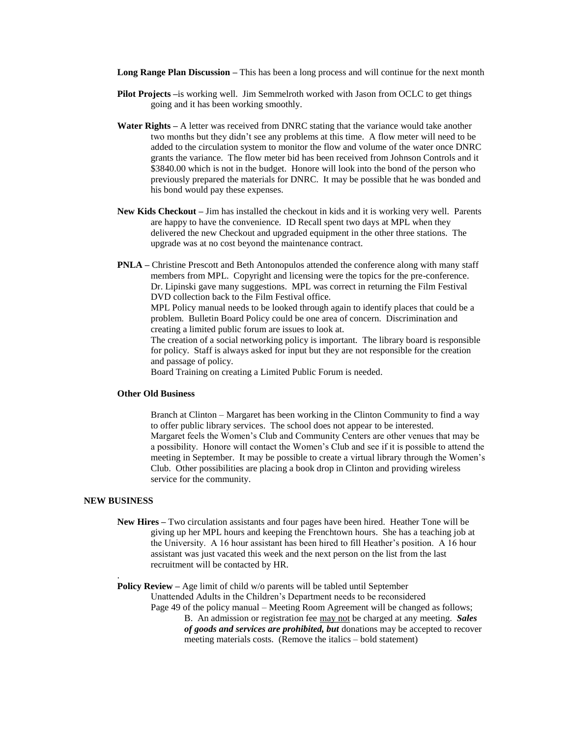**Long Range Plan Discussion –** This has been a long process and will continue for the next month

**Pilot Projects –**is working well. Jim Semmelroth worked with Jason from OCLC to get things going and it has been working smoothly.

**Water Rights –** A letter was received from DNRC stating that the variance would take another two months but they didn't see any problems at this time. A flow meter will need to be added to the circulation system to monitor the flow and volume of the water once DNRC grants the variance. The flow meter bid has been received from Johnson Controls and it $3840.00 which is not in the budget. Honore will look into the bond of the person who previously prepared the materials for DNRC. It may be possible that he was bonded and his bond would pay these expenses.

**New Kids Checkout –** Jim has installed the checkout in kids and it is working very well. Parents are happy to have the convenience. ID Recall spent two days at MPL when they delivered the new Checkout and upgraded equipment in the other three stations. The upgrade was at no cost beyond the maintenance contract.

**PNLA –** Christine Prescott and Beth Antonopulos attended the conference along with many staff members from MPL. Copyright and licensing were the topics for the pre-conference. Dr. Lipinski gave many suggestions. MPL was correct in returning the Film Festival DVD collection back to the Film Festival office.

MPL Policy manual needs to be looked through again to identify places that could be a problem. Bulletin Board Policy could be one area of concern. Discrimination and creating a limited public forum are issues to look at.

The creation of a social networking policy is important. The library board is responsible for policy. Staff is always asked for input but they are not responsible for the creation and passage of policy.

Board Training on creating a Limited Public Forum is needed.

**Other Old Business**

Branch at Clinton – Margaret has been working in the Clinton Community to find a way to offer public library services. The school does not appear to be interested. Margaret feels the Women's Club and Community Centers are other venues that may be a possibility. Honore will contact the Women's Club and see if it is possible to attend the meeting in September. It may be possible to create a virtual library through the Women's Club. Other possibilities are placing a book drop in Clinton and providing wireless service for the community.

## NEW BUSINESS

**New Hires –** Two circulation assistants and four pages have been hired. Heather Tone will be giving up her MPL hours and keeping the Frenchtown hours. She has a teaching job at the University. A 16 hour assistant has been hired to fill Heather's position. A 16 hour assistant was just vacated this week and the next person on the list from the last recruitment will be contacted by HR.

.

**Policy Review –** Age limit of child w/o parents will be tabled until September

Unattended Adults in the Children's Department needs to be reconsidered

Page 49 of the policy manual – Meeting Room Agreement will be changed as follows;

B. An admission or registration fee may not be charged at any meeting. ***Sales of goods and services are prohibited, but*** donations may be accepted to recover meeting materials costs. (Remove the italics – bold statement)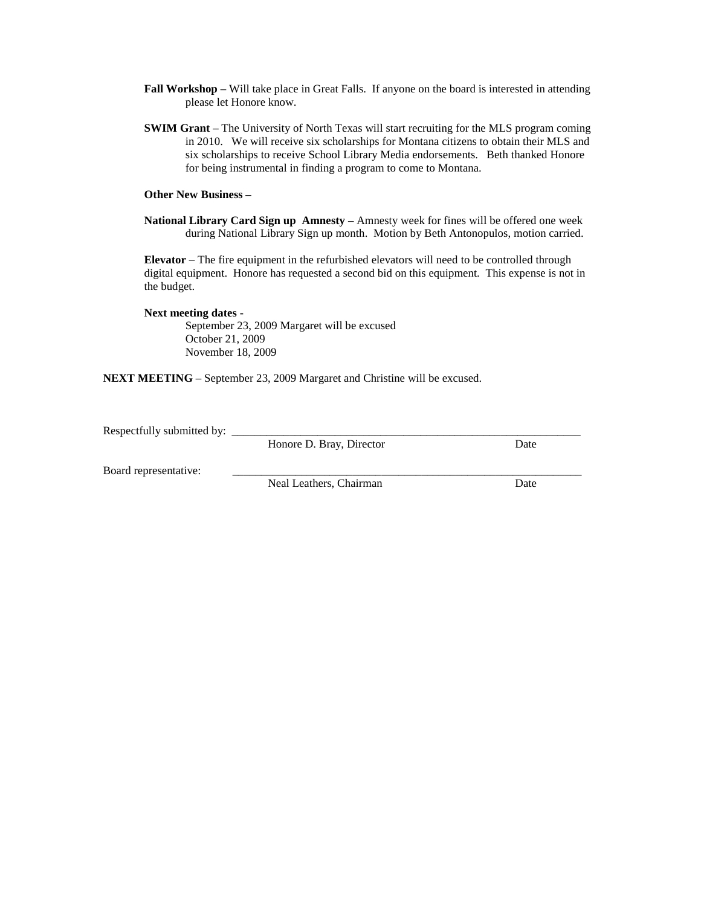**Fall Workshop –** Will take place in Great Falls. If anyone on the board is interested in attending please let Honore know.

**SWIM Grant –** The University of North Texas will start recruiting for the MLS program coming in 2010. We will receive six scholarships for Montana citizens to obtain their MLS and six scholarships to receive School Library Media endorsements. Beth thanked Honore for being instrumental in finding a program to come to Montana.

**Other New Business –**

**National Library Card Sign up Amnesty –** Amnesty week for fines will be offered one week during National Library Sign up month. Motion by Beth Antonopulos, motion carried.

**Elevator** – The fire equipment in the refurbished elevators will need to be controlled through digital equipment. Honore has requested a second bid on this equipment. This expense is not in the budget.

**Next meeting dates -**

September 23, 2009 Margaret will be excused
October 21, 2009
November 18, 2009

**NEXT MEETING –** September 23, 2009 Margaret and Christine will be excused.

Respectfully submitted by: ________________________________________________

Honore D. Bray, Director                Date

Board representative: ________________________________________________

Neal Leathers, Chairman                Date